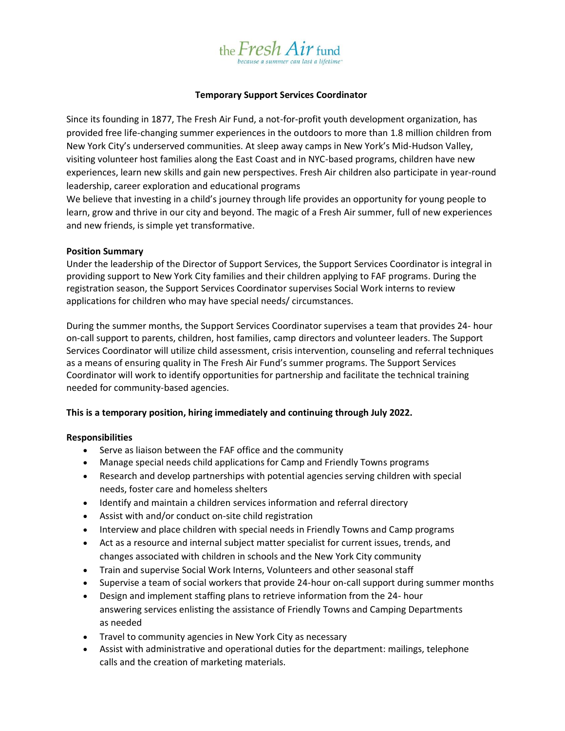the Fresh Air fund
*because a summer can last a lifetime*

**Temporary Support Services Coordinator**

Since its founding in 1877, The Fresh Air Fund, a not-for-profit youth development organization, has provided free life-changing summer experiences in the outdoors to more than 1.8 million children from New York City's underserved communities. At sleep away camps in New York's Mid-Hudson Valley, visiting volunteer host families along the East Coast and in NYC-based programs, children have new experiences, learn new skills and gain new perspectives. Fresh Air children also participate in year-round leadership, career exploration and educational programs
We believe that investing in a child's journey through life provides an opportunity for young people to learn, grow and thrive in our city and beyond. The magic of a Fresh Air summer, full of new experiences and new friends, is simple yet transformative.

**Position Summary**
Under the leadership of the Director of Support Services, the Support Services Coordinator is integral in providing support to New York City families and their children applying to FAF programs. During the registration season, the Support Services Coordinator supervises Social Work interns to review applications for children who may have special needs/ circumstances.

During the summer months, the Support Services Coordinator supervises a team that provides 24- hour on-call support to parents, children, host families, camp directors and volunteer leaders. The Support Services Coordinator will utilize child assessment, crisis intervention, counseling and referral techniques as a means of ensuring quality in The Fresh Air Fund's summer programs. The Support Services Coordinator will work to identify opportunities for partnership and facilitate the technical training needed for community-based agencies.

**This is a temporary position, hiring immediately and continuing through July 2022.**

**Responsibilities**

- Serve as liaison between the FAF office and the community
- Manage special needs child applications for Camp and Friendly Towns programs
- Research and develop partnerships with potential agencies serving children with special needs, foster care and homeless shelters
- Identify and maintain a children services information and referral directory
- Assist with and/or conduct on-site child registration
- Interview and place children with special needs in Friendly Towns and Camp programs
- Act as a resource and internal subject matter specialist for current issues, trends, and changes associated with children in schools and the New York City community
- Train and supervise Social Work Interns, Volunteers and other seasonal staff
- Supervise a team of social workers that provide 24-hour on-call support during summer months
- Design and implement staffing plans to retrieve information from the 24- hour answering services enlisting the assistance of Friendly Towns and Camping Departments as needed
- Travel to community agencies in New York City as necessary
- Assist with administrative and operational duties for the department: mailings, telephone calls and the creation of marketing materials.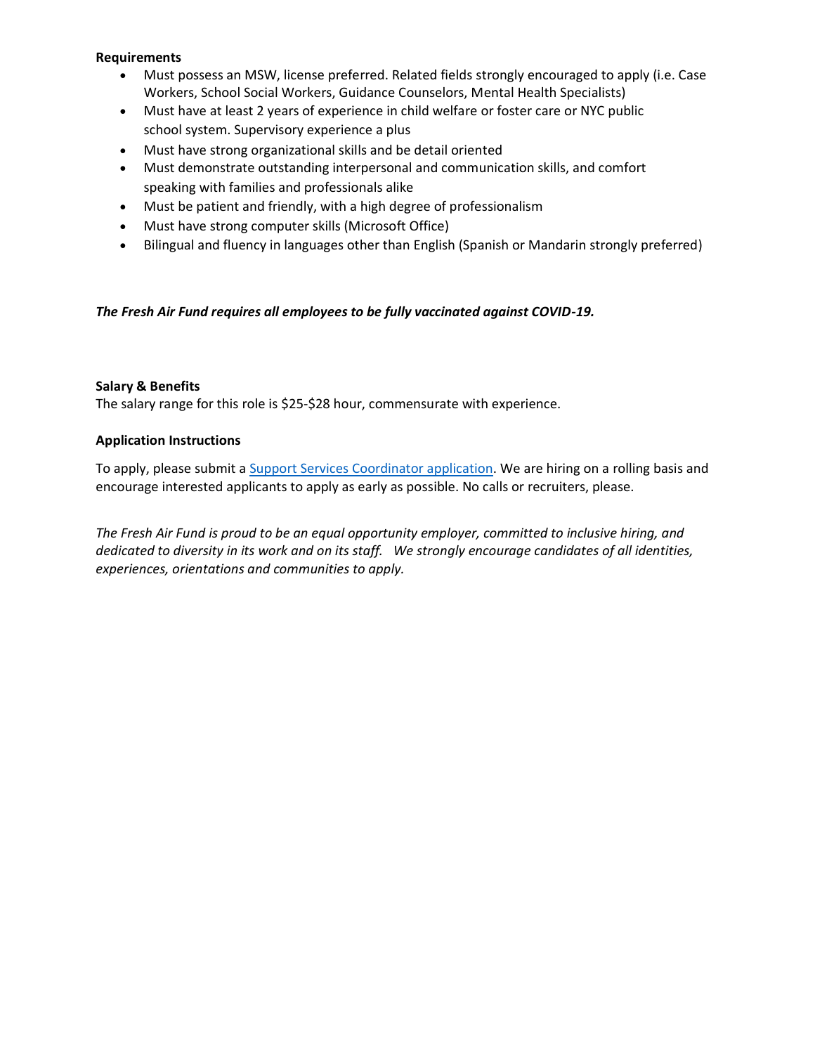**Requirements**

- Must possess an MSW, license preferred. Related fields strongly encouraged to apply (i.e. Case Workers, School Social Workers, Guidance Counselors, Mental Health Specialists)
- Must have at least 2 years of experience in child welfare or foster care or NYC public school system. Supervisory experience a plus
- Must have strong organizational skills and be detail oriented
- Must demonstrate outstanding interpersonal and communication skills, and comfort speaking with families and professionals alike
- Must be patient and friendly, with a high degree of professionalism
- Must have strong computer skills (Microsoft Office)
- Bilingual and fluency in languages other than English (Spanish or Mandarin strongly preferred)

***The Fresh Air Fund requires all employees to be fully vaccinated against COVID-19.***

**Salary & Benefits**

The salary range for this role is $25-$28 hour, commensurate with experience.

**Application Instructions**

To apply, please submit a Support Services Coordinator application. We are hiring on a rolling basis and encourage interested applicants to apply as early as possible. No calls or recruiters, please.

*The Fresh Air Fund is proud to be an equal opportunity employer, committed to inclusive hiring, and dedicated to diversity in its work and on its staff. We strongly encourage candidates of all identities, experiences, orientations and communities to apply.*